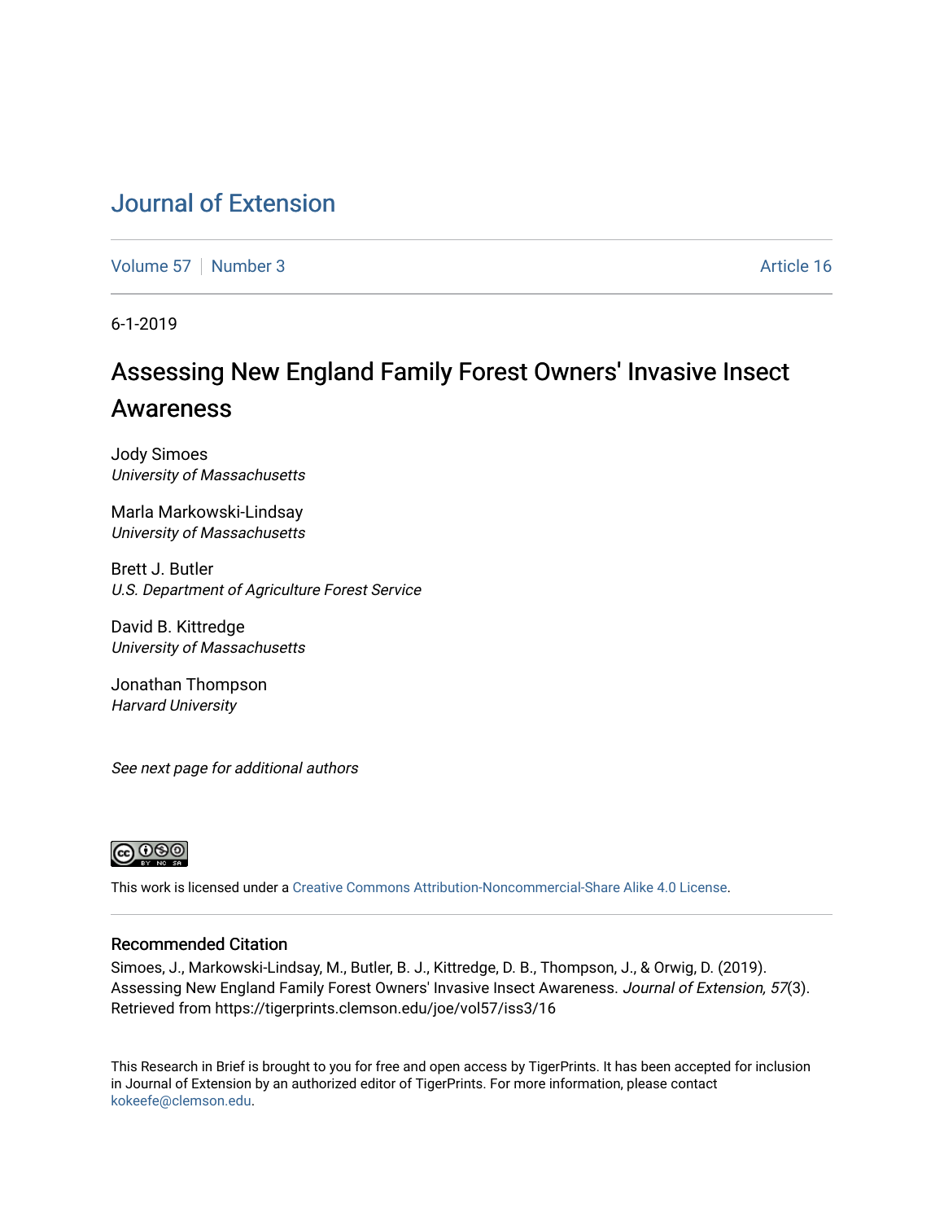# Journal of Extension

Volume 57 | Number 3 Article 16

6-1-2019

## Assessing New England Family Forest Owners' Invasive Insect Awareness

Jody Simoes
*University of Massachusetts*

Marla Markowski-Lindsay
*University of Massachusetts*

Brett J. Butler
*U.S. Department of Agriculture Forest Service*

David B. Kittredge
*University of Massachusetts*

Jonathan Thompson
*Harvard University*

*See next page for additional authors*

This work is licensed under a Creative Commons Attribution-Noncommercial-Share Alike 4.0 License.

### Recommended Citation

Simoes, J., Markowski-Lindsay, M., Butler, B. J., Kittredge, D. B., Thompson, J., & Orwig, D. (2019). Assessing New England Family Forest Owners' Invasive Insect Awareness. *Journal of Extension, 57*(3). Retrieved from https://tigerprints.clemson.edu/joe/vol57/iss3/16

This Research in Brief is brought to you for free and open access by TigerPrints. It has been accepted for inclusion in Journal of Extension by an authorized editor of TigerPrints. For more information, please contact kokeefe@clemson.edu.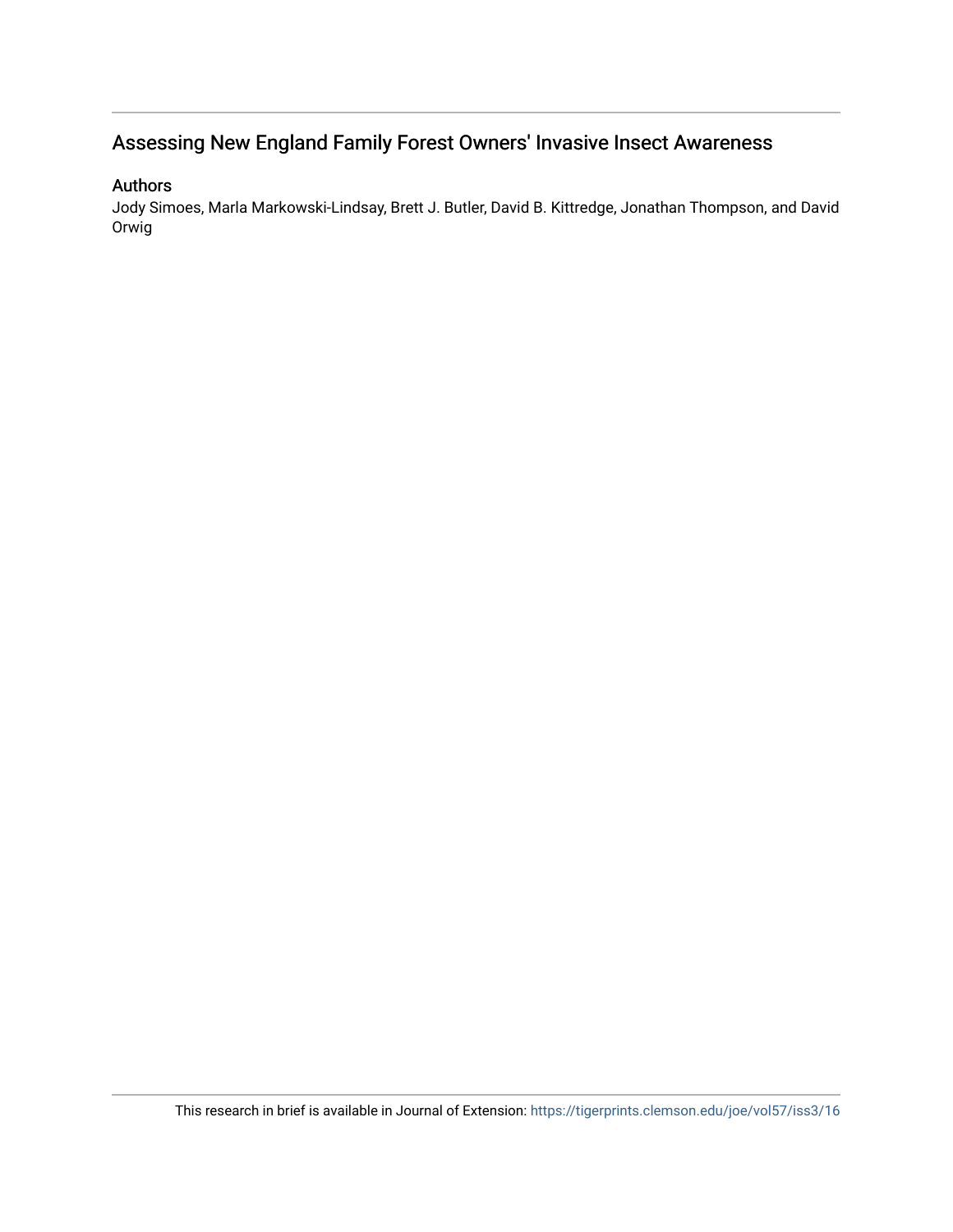# Assessing New England Family Forest Owners' Invasive Insect Awareness

## Authors

Jody Simoes, Marla Markowski-Lindsay, Brett J. Butler, David B. Kittredge, Jonathan Thompson, and David Orwig

This research in brief is available in Journal of Extension: https://tigerprints.clemson.edu/joe/vol57/iss3/16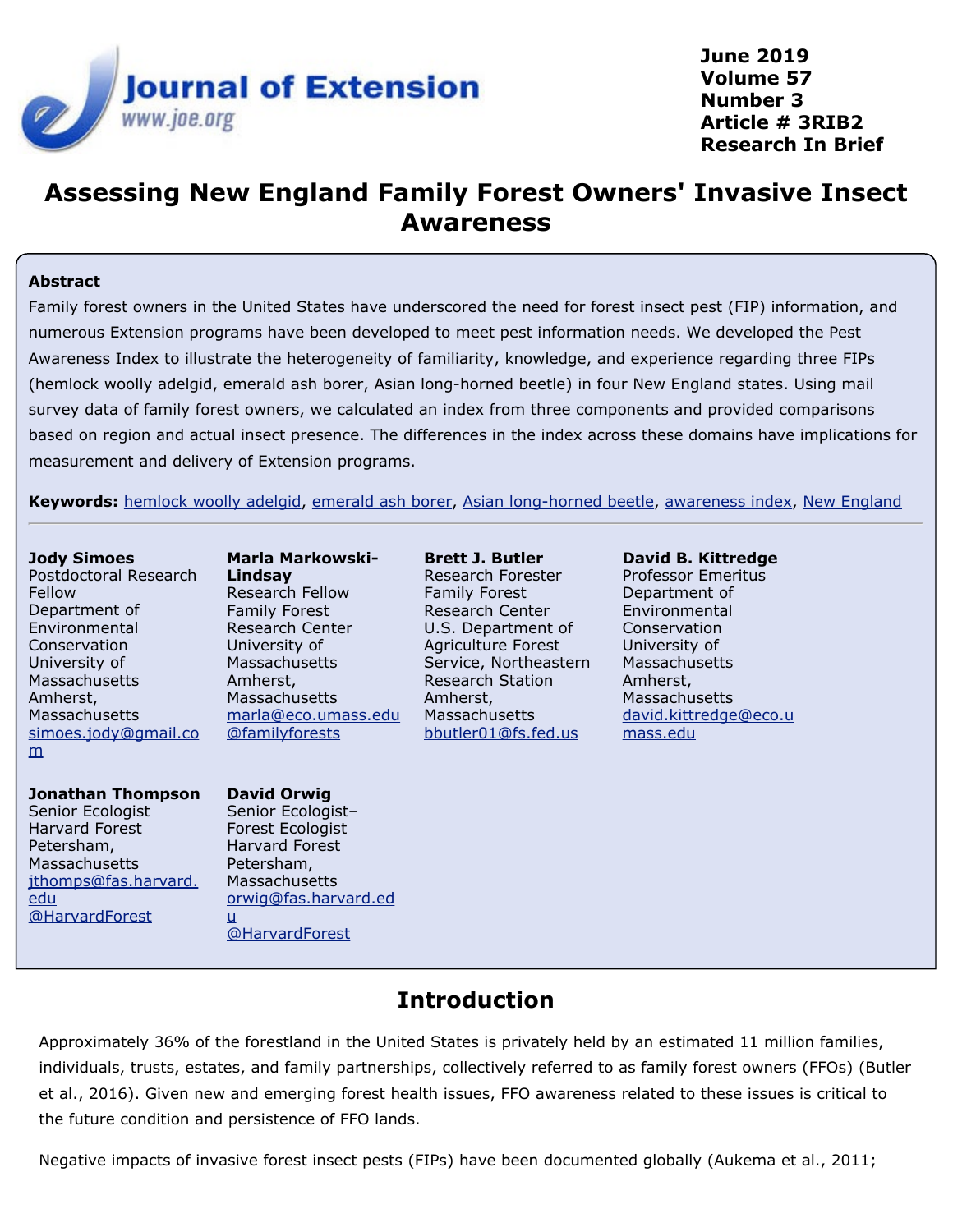# Assessing New England Family Forest Owners' Invasive Insect Awareness

## Abstract

Family forest owners in the United States have underscored the need for forest insect pest (FIP) information, and numerous Extension programs have been developed to meet pest information needs. We developed the Pest Awareness Index to illustrate the heterogeneity of familiarity, knowledge, and experience regarding three FIPs (hemlock woolly adelgid, emerald ash borer, Asian long-horned beetle) in four New England states. Using mail survey data of family forest owners, we calculated an index from three components and provided comparisons based on region and actual insect presence. The differences in the index across these domains have implications for measurement and delivery of Extension programs.

**Keywords:** hemlock woolly adelgid, emerald ash borer, Asian long-horned beetle, awareness index, New England

**Jody Simoes**
Postdoctoral Research Fellow
Department of Environmental Conservation
University of Massachusetts Amherst, Massachusetts
simoes.jody@gmail.com

**Marla Markowski-Lindsay**
Research Fellow
Family Forest Research Center
University of Massachusetts Amherst, Massachusetts
marla@eco.umass.edu
@familyforests

**Brett J. Butler**
Research Forester
Family Forest Research Center
U.S. Department of Agriculture Forest Service, Northeastern Research Station
Amherst, Massachusetts
bbutler01@fs.fed.us

**David B. Kittredge**
Professor Emeritus
Department of Environmental Conservation
University of Massachusetts Amherst, Massachusetts
david.kittredge@eco.umass.edu

**Jonathan Thompson**
Senior Ecologist
Harvard Forest
Petersham, Massachusetts
jthomps@fas.harvard.edu
@HarvardForest

**David Orwig**
Senior Ecologist–Forest Ecologist
Harvard Forest
Petersham, Massachusetts
orwig@fas.harvard.edu
@HarvardForest

## Introduction

Approximately 36% of the forestland in the United States is privately held by an estimated 11 million families, individuals, trusts, estates, and family partnerships, collectively referred to as family forest owners (FFOs) (Butler et al., 2016). Given new and emerging forest health issues, FFO awareness related to these issues is critical to the future condition and persistence of FFO lands.

Negative impacts of invasive forest insect pests (FIPs) have been documented globally (Aukema et al., 2011;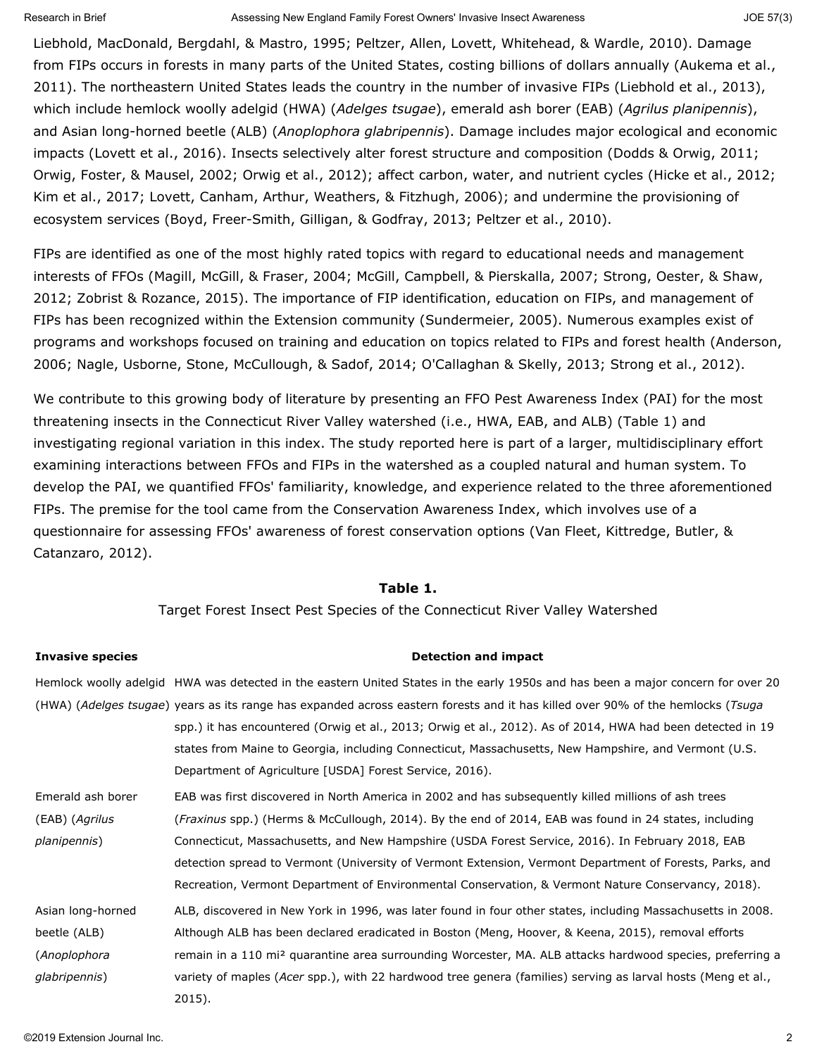Liebhold, MacDonald, Bergdahl, & Mastro, 1995; Peltzer, Allen, Lovett, Whitehead, & Wardle, 2010). Damage from FIPs occurs in forests in many parts of the United States, costing billions of dollars annually (Aukema et al., 2011). The northeastern United States leads the country in the number of invasive FIPs (Liebhold et al., 2013), which include hemlock woolly adelgid (HWA) (*Adelges tsugae*), emerald ash borer (EAB) (*Agrilus planipennis*), and Asian long-horned beetle (ALB) (*Anoplophora glabripennis*). Damage includes major ecological and economic impacts (Lovett et al., 2016). Insects selectively alter forest structure and composition (Dodds & Orwig, 2011; Orwig, Foster, & Mausel, 2002; Orwig et al., 2012); affect carbon, water, and nutrient cycles (Hicke et al., 2012; Kim et al., 2017; Lovett, Canham, Arthur, Weathers, & Fitzhugh, 2006); and undermine the provisioning of ecosystem services (Boyd, Freer-Smith, Gilligan, & Godfray, 2013; Peltzer et al., 2010).

FIPs are identified as one of the most highly rated topics with regard to educational needs and management interests of FFOs (Magill, McGill, & Fraser, 2004; McGill, Campbell, & Pierskalla, 2007; Strong, Oester, & Shaw, 2012; Zobrist & Rozance, 2015). The importance of FIP identification, education on FIPs, and management of FIPs has been recognized within the Extension community (Sundermeier, 2005). Numerous examples exist of programs and workshops focused on training and education on topics related to FIPs and forest health (Anderson, 2006; Nagle, Usborne, Stone, McCullough, & Sadof, 2014; O'Callaghan & Skelly, 2013; Strong et al., 2012).

We contribute to this growing body of literature by presenting an FFO Pest Awareness Index (PAI) for the most threatening insects in the Connecticut River Valley watershed (i.e., HWA, EAB, and ALB) (Table 1) and investigating regional variation in this index. The study reported here is part of a larger, multidisciplinary effort examining interactions between FFOs and FIPs in the watershed as a coupled natural and human system. To develop the PAI, we quantified FFOs' familiarity, knowledge, and experience related to the three aforementioned FIPs. The premise for the tool came from the Conservation Awareness Index, which involves use of a questionnaire for assessing FFOs' awareness of forest conservation options (Van Fleet, Kittredge, Butler, & Catanzaro, 2012).

**Table 1.**
Target Forest Insect Pest Species of the Connecticut River Valley Watershed

| Invasive species | Detection and impact |
|---|---|
| Hemlock woolly adelgid (HWA) (*Adelges tsugae*) | HWA was detected in the eastern United States in the early 1950s and has been a major concern for over 20 years as its range has expanded across eastern forests and it has killed over 90% of the hemlocks (*Tsuga* spp.) it has encountered (Orwig et al., 2013; Orwig et al., 2012). As of 2014, HWA had been detected in 19 states from Maine to Georgia, including Connecticut, Massachusetts, New Hampshire, and Vermont (U.S. Department of Agriculture [USDA] Forest Service, 2016). |
| Emerald ash borer (EAB) (*Agrilus planipennis*) | EAB was first discovered in North America in 2002 and has subsequently killed millions of ash trees (*Fraxinus* spp.) (Herms & McCullough, 2014). By the end of 2014, EAB was found in 24 states, including Connecticut, Massachusetts, and New Hampshire (USDA Forest Service, 2016). In February 2018, EAB detection spread to Vermont (University of Vermont Extension, Vermont Department of Forests, Parks, and Recreation, Vermont Department of Environmental Conservation, & Vermont Nature Conservancy, 2018). |
| Asian long-horned beetle (ALB) (*Anoplophora glabripennis*) | ALB, discovered in New York in 1996, was later found in four other states, including Massachusetts in 2008. Although ALB has been declared eradicated in Boston (Meng, Hoover, & Keena, 2015), removal efforts remain in a 110 mi² quarantine area surrounding Worcester, MA. ALB attacks hardwood species, preferring a variety of maples (*Acer* spp.), with 22 hardwood tree genera (families) serving as larval hosts (Meng et al., 2015). |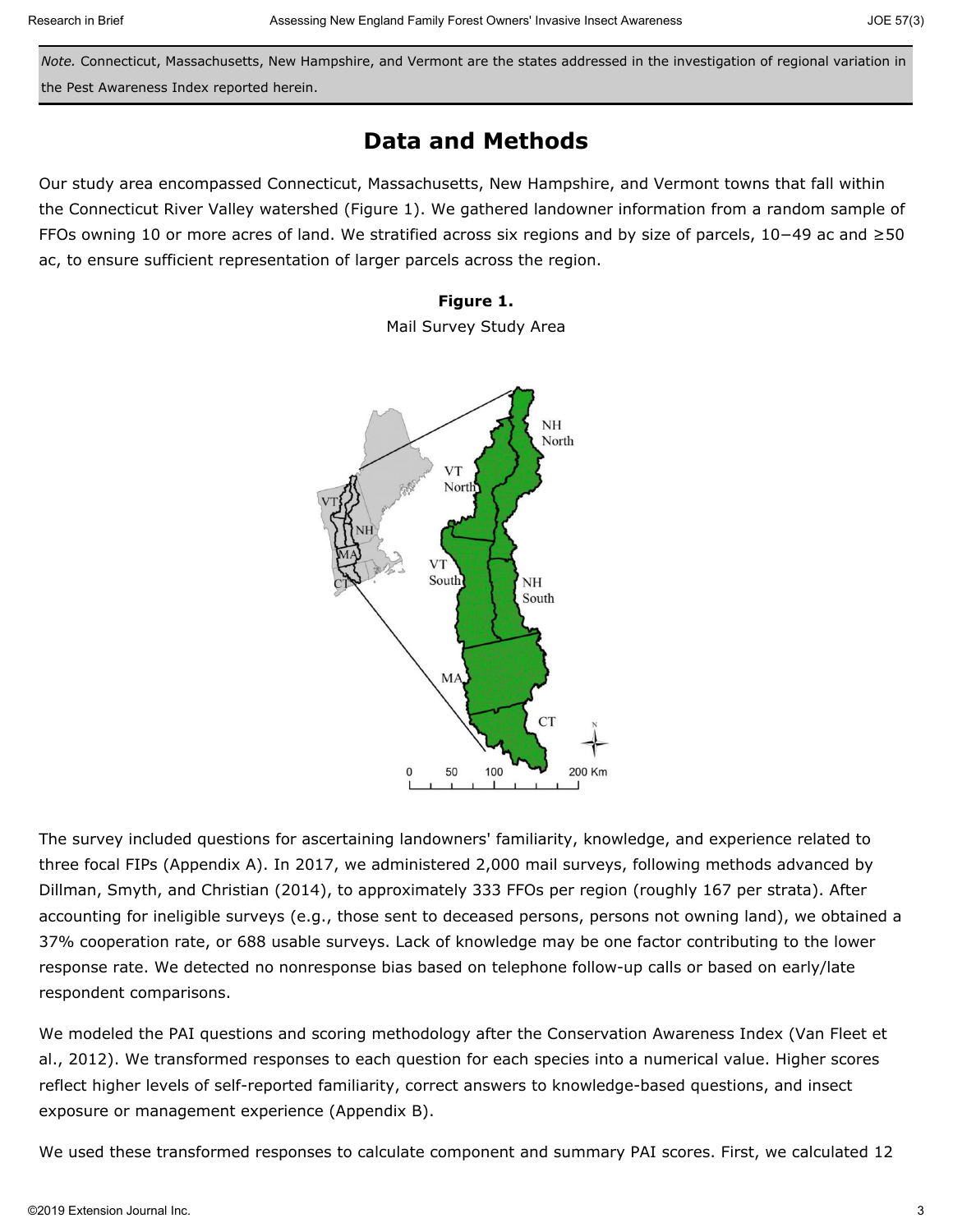*Note.* Connecticut, Massachusetts, New Hampshire, and Vermont are the states addressed in the investigation of regional variation in the Pest Awareness Index reported herein.

## Data and Methods

Our study area encompassed Connecticut, Massachusetts, New Hampshire, and Vermont towns that fall within the Connecticut River Valley watershed (Figure 1). We gathered landowner information from a random sample of FFOs owning 10 or more acres of land. We stratified across six regions and by size of parcels, 10−49 ac and ≥50 ac, to ensure sufficient representation of larger parcels across the region.

**Figure 1.**
Mail Survey Study Area

The survey included questions for ascertaining landowners' familiarity, knowledge, and experience related to three focal FIPs (Appendix A). In 2017, we administered 2,000 mail surveys, following methods advanced by Dillman, Smyth, and Christian (2014), to approximately 333 FFOs per region (roughly 167 per strata). After accounting for ineligible surveys (e.g., those sent to deceased persons, persons not owning land), we obtained a 37% cooperation rate, or 688 usable surveys. Lack of knowledge may be one factor contributing to the lower response rate. We detected no nonresponse bias based on telephone follow-up calls or based on early/late respondent comparisons.

We modeled the PAI questions and scoring methodology after the Conservation Awareness Index (Van Fleet et al., 2012). We transformed responses to each question for each species into a numerical value. Higher scores reflect higher levels of self-reported familiarity, correct answers to knowledge-based questions, and insect exposure or management experience (Appendix B).

We used these transformed responses to calculate component and summary PAI scores. First, we calculated 12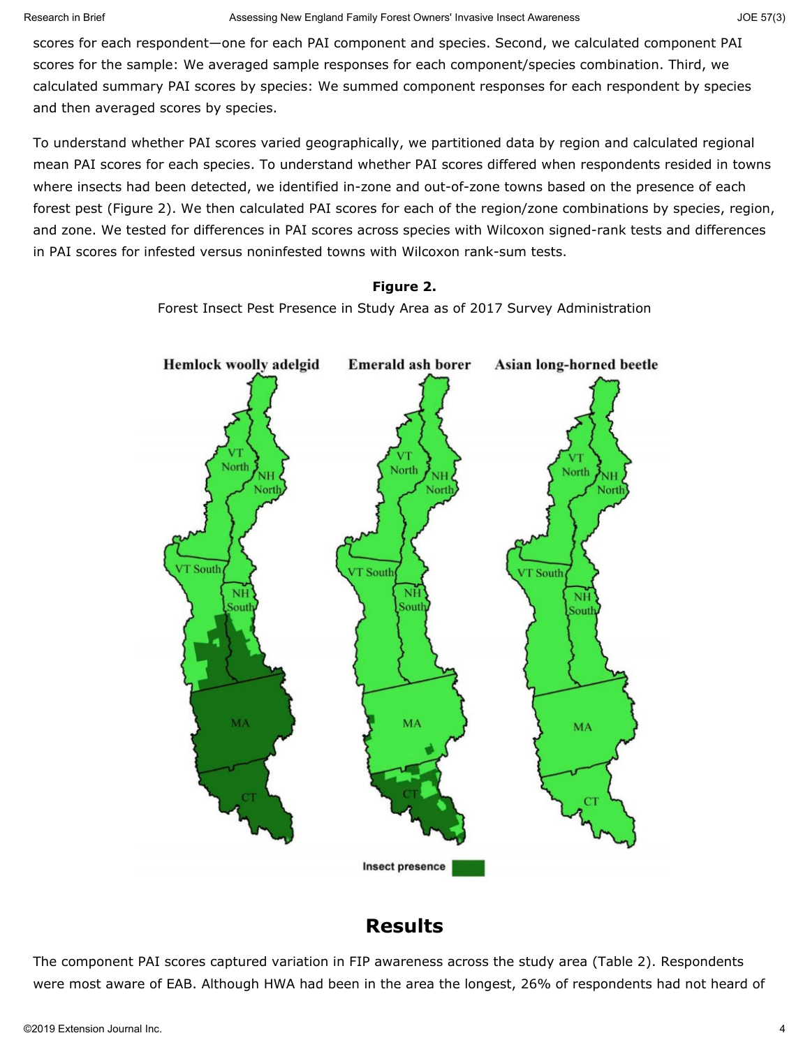scores for each respondent—one for each PAI component and species. Second, we calculated component PAI scores for the sample: We averaged sample responses for each component/species combination. Third, we calculated summary PAI scores by species: We summed component responses for each respondent by species and then averaged scores by species.

To understand whether PAI scores varied geographically, we partitioned data by region and calculated regional mean PAI scores for each species. To understand whether PAI scores differed when respondents resided in towns where insects had been detected, we identified in-zone and out-of-zone towns based on the presence of each forest pest (Figure 2). We then calculated PAI scores for each of the region/zone combinations by species, region, and zone. We tested for differences in PAI scores across species with Wilcoxon signed-rank tests and differences in PAI scores for infested versus noninfested towns with Wilcoxon rank-sum tests.

**Figure 2.**

Forest Insect Pest Presence in Study Area as of 2017 Survey Administration

## Results

The component PAI scores captured variation in FIP awareness across the study area (Table 2). Respondents were most aware of EAB. Although HWA had been in the area the longest, 26% of respondents had not heard of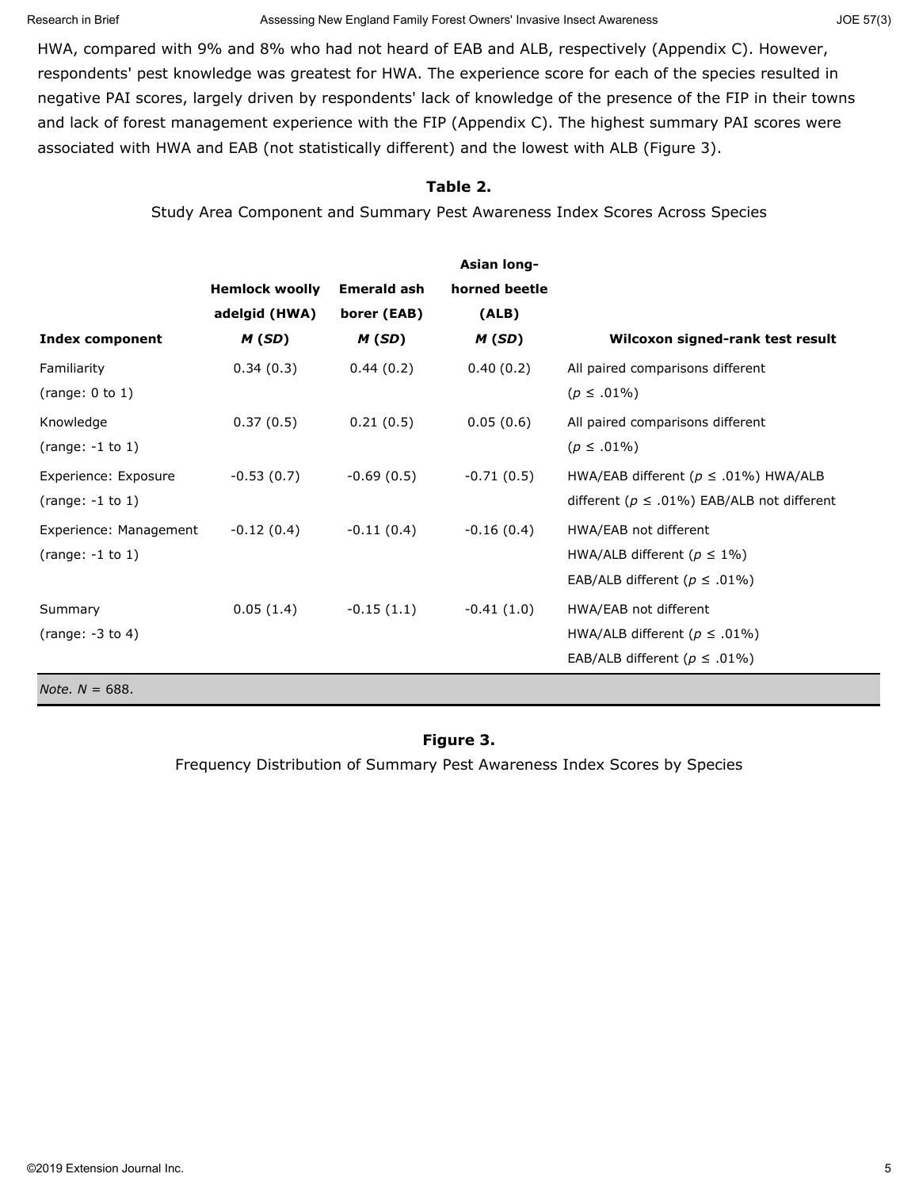HWA, compared with 9% and 8% who had not heard of EAB and ALB, respectively (Appendix C). However, respondents' pest knowledge was greatest for HWA. The experience score for each of the species resulted in negative PAI scores, largely driven by respondents' lack of knowledge of the presence of the FIP in their towns and lack of forest management experience with the FIP (Appendix C). The highest summary PAI scores were associated with HWA and EAB (not statistically different) and the lowest with ALB (Figure 3).

**Table 2.**

Study Area Component and Summary Pest Awareness Index Scores Across Species

| **Index component** | **Hemlock woolly adelgid (HWA)** ***M* (*SD*)** | **Emerald ash borer (EAB)** ***M* (*SD*)** | **Asian long-horned beetle (ALB)** ***M* (*SD*)** | **Wilcoxon signed-rank test result** |
|---|---|---|---|---|
| Familiarity (range: 0 to 1) | 0.34 (0.3) | 0.44 (0.2) | 0.40 (0.2) | All paired comparisons different ($p \leq .01\%$) |
| Knowledge (range: -1 to 1) | 0.37 (0.5) | 0.21 (0.5) | 0.05 (0.6) | All paired comparisons different ($p \leq .01\%$) |
| Experience: Exposure (range: -1 to 1) | -0.53 (0.7) | -0.69 (0.5) | -0.71 (0.5) | HWA/EAB different ($p \leq .01\%$) HWA/ALB different ($p \leq .01\%$) EAB/ALB not different |
| Experience: Management (range: -1 to 1) | -0.12 (0.4) | -0.11 (0.4) | -0.16 (0.4) | HWA/EAB not different HWA/ALB different ($p \leq 1\%$) EAB/ALB different ($p \leq .01\%$) |
| Summary (range: -3 to 4) | 0.05 (1.4) | -0.15 (1.1) | -0.41 (1.0) | HWA/EAB not different HWA/ALB different ($p \leq .01\%$) EAB/ALB different ($p \leq .01\%$) |

*Note.* $N = 688$.

**Figure 3.**

Frequency Distribution of Summary Pest Awareness Index Scores by Species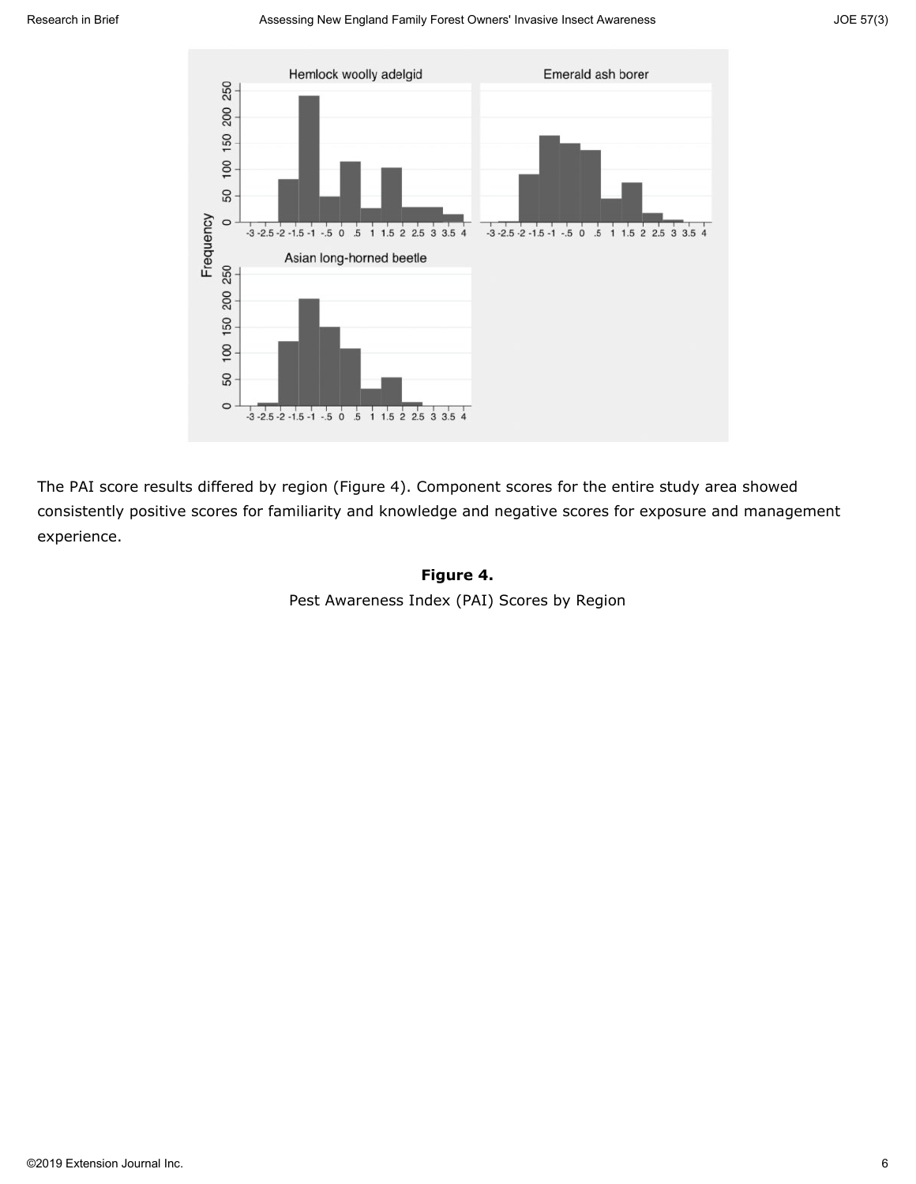The PAI score results differed by region (Figure 4). Component scores for the entire study area showed consistently positive scores for familiarity and knowledge and negative scores for exposure and management experience.

**Figure 4.**

Pest Awareness Index (PAI) Scores by Region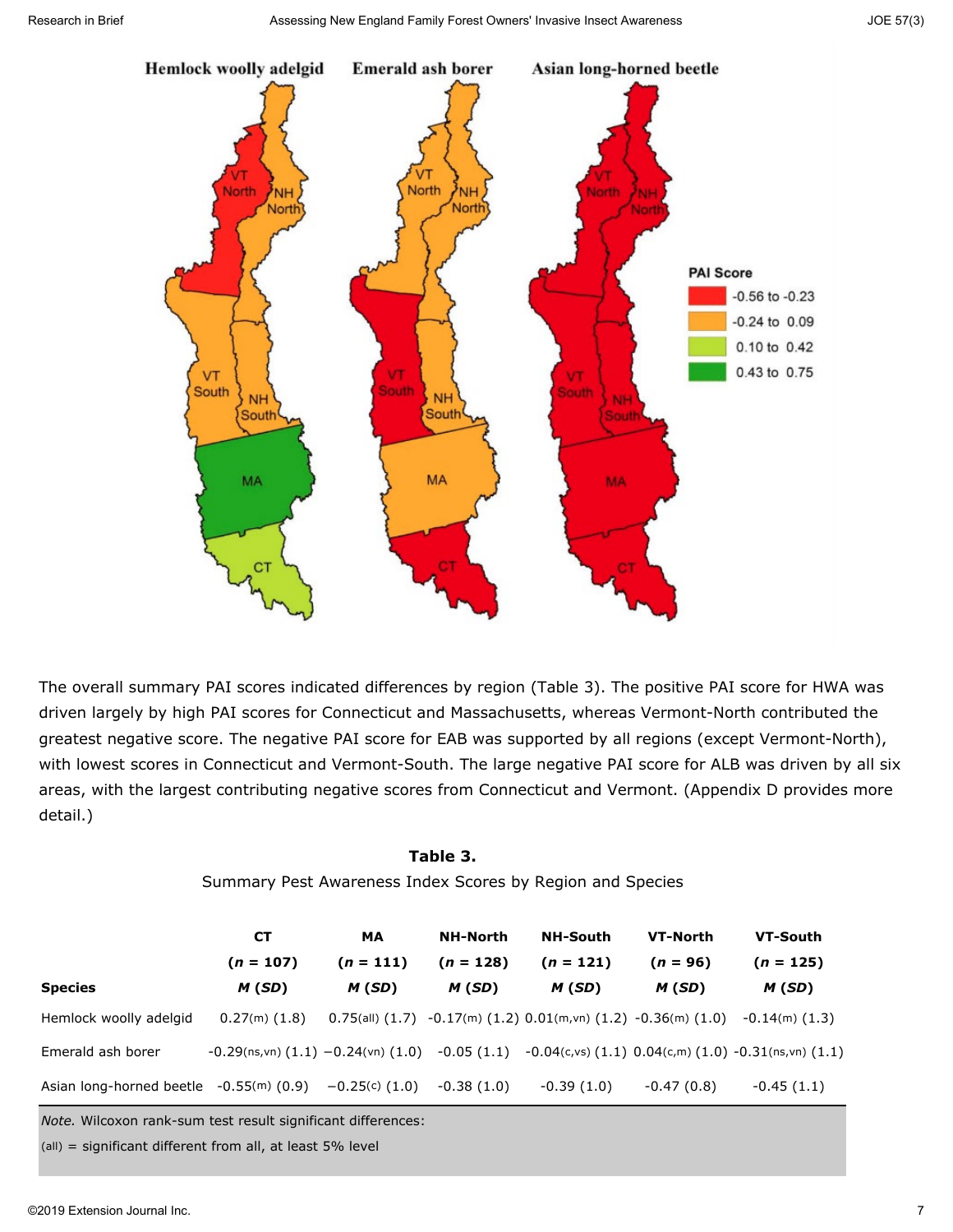The overall summary PAI scores indicated differences by region (Table 3). The positive PAI score for HWA was driven largely by high PAI scores for Connecticut and Massachusetts, whereas Vermont-North contributed the greatest negative score. The negative PAI score for EAB was supported by all regions (except Vermont-North), with lowest scores in Connecticut and Vermont-South. The large negative PAI score for ALB was driven by all six areas, with the largest contributing negative scores from Connecticut and Vermont. (Appendix D provides more detail.)

**Table 3.**

Summary Pest Awareness Index Scores by Region and Species

| Species | CT ($n$ = 107) $M$ ($SD$) | MA ($n$ = 111) $M$ ($SD$) | NH-North ($n$ = 128) $M$ ($SD$) | NH-South ($n$ = 121) $M$ ($SD$) | VT-North ($n$ = 96) $M$ ($SD$) | VT-South ($n$ = 125) $M$ ($SD$) |
|---|---|---|---|---|---|---|
| Hemlock woolly adelgid | 0.27(m) (1.8) | 0.75(all) (1.7) | -0.17(m) (1.2) | 0.01(m,vn) (1.2) | -0.36(m) (1.0) | -0.14(m) (1.3) |
| Emerald ash borer | -0.29(ns,vn) (1.1) | −0.24(vn) (1.0) | -0.05 (1.1) | -0.04(c,vs) (1.1) | 0.04(c,m) (1.0) | -0.31(ns,vn) (1.1) |
| Asian long-horned beetle | -0.55(m) (0.9) | −0.25(c) (1.0) | -0.38 (1.0) | -0.39 (1.0) | -0.47 (0.8) | -0.45 (1.1) |

*Note.* Wilcoxon rank-sum test result significant differences:
(all) = significant different from all, at least 5% level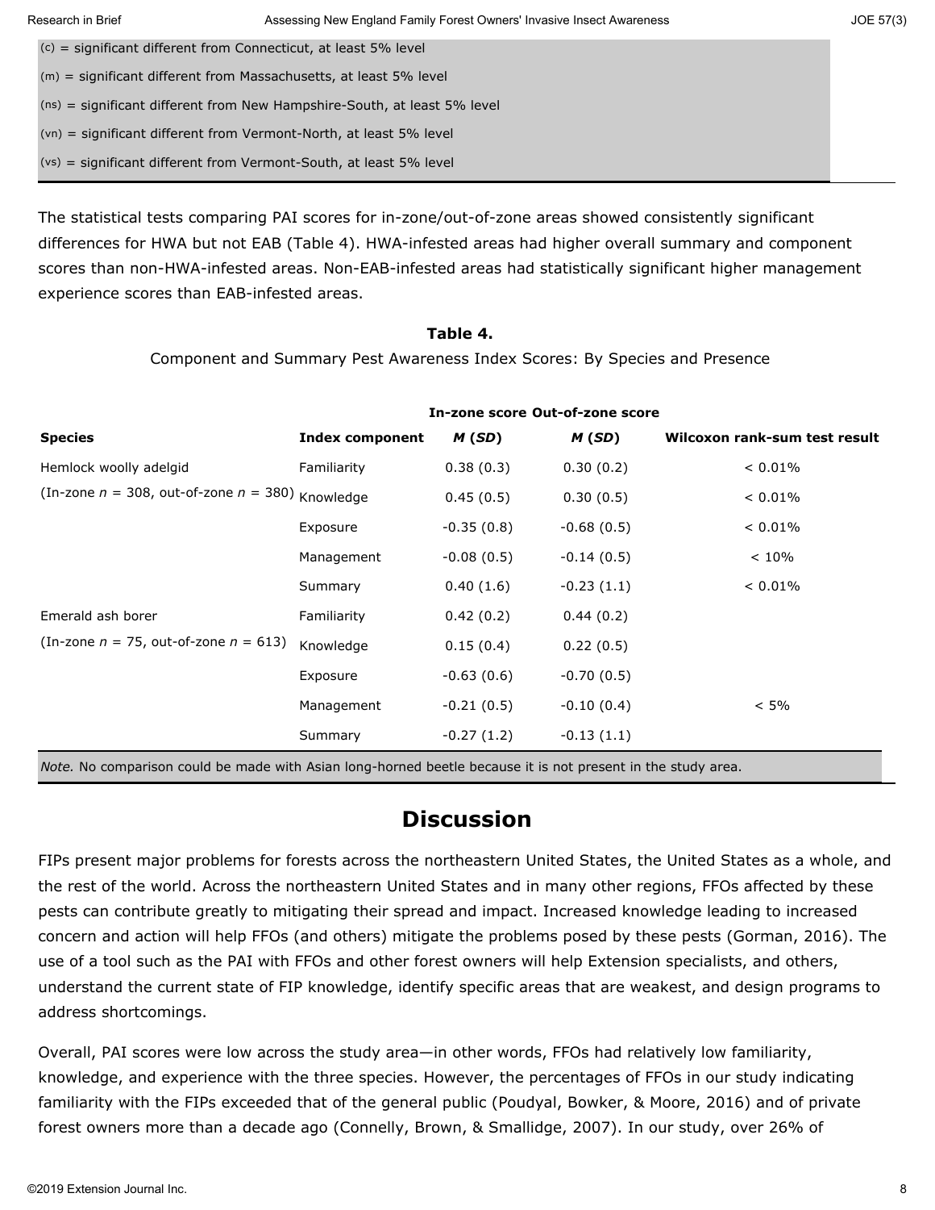(c) = significant different from Connecticut, at least 5% level

(m) = significant different from Massachusetts, at least 5% level

(ns) = significant different from New Hampshire-South, at least 5% level

(vn) = significant different from Vermont-North, at least 5% level

(vs) = significant different from Vermont-South, at least 5% level

The statistical tests comparing PAI scores for in-zone/out-of-zone areas showed consistently significant differences for HWA but not EAB (Table 4). HWA-infested areas had higher overall summary and component scores than non-HWA-infested areas. Non-EAB-infested areas had statistically significant higher management experience scores than EAB-infested areas.

**Table 4.**

Component and Summary Pest Awareness Index Scores: By Species and Presence

| | | In-zone score | Out-of-zone score | |
|---|---|---|---|---|
| **Species** | **Index component** | ***M* (*SD*)** | ***M* (*SD*)** | **Wilcoxon rank-sum test result** |
| Hemlock woolly adelgid | Familiarity | 0.38 (0.3) | 0.30 (0.2) | < 0.01% |
| (In-zone *n* = 308, out-of-zone *n* = 380) | Knowledge | 0.45 (0.5) | 0.30 (0.5) | < 0.01% |
| | Exposure | -0.35 (0.8) | -0.68 (0.5) | < 0.01% |
| | Management | -0.08 (0.5) | -0.14 (0.5) | < 10% |
| | Summary | 0.40 (1.6) | -0.23 (1.1) | < 0.01% |
| Emerald ash borer | Familiarity | 0.42 (0.2) | 0.44 (0.2) | |
| (In-zone *n* = 75, out-of-zone *n* = 613) | Knowledge | 0.15 (0.4) | 0.22 (0.5) | |
| | Exposure | -0.63 (0.6) | -0.70 (0.5) | |
| | Management | -0.21 (0.5) | -0.10 (0.4) | < 5% |
| | Summary | -0.27 (1.2) | -0.13 (1.1) | |

*Note.* No comparison could be made with Asian long-horned beetle because it is not present in the study area.

## Discussion

FIPs present major problems for forests across the northeastern United States, the United States as a whole, and the rest of the world. Across the northeastern United States and in many other regions, FFOs affected by these pests can contribute greatly to mitigating their spread and impact. Increased knowledge leading to increased concern and action will help FFOs (and others) mitigate the problems posed by these pests (Gorman, 2016). The use of a tool such as the PAI with FFOs and other forest owners will help Extension specialists, and others, understand the current state of FIP knowledge, identify specific areas that are weakest, and design programs to address shortcomings.

Overall, PAI scores were low across the study area—in other words, FFOs had relatively low familiarity, knowledge, and experience with the three species. However, the percentages of FFOs in our study indicating familiarity with the FIPs exceeded that of the general public (Poudyal, Bowker, & Moore, 2016) and of private forest owners more than a decade ago (Connelly, Brown, & Smallidge, 2007). In our study, over 26% of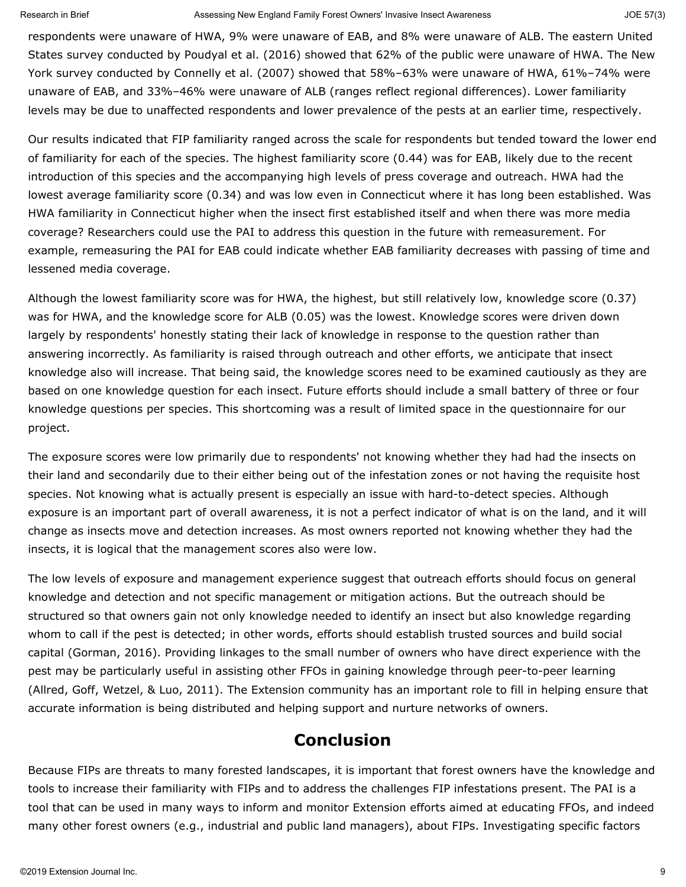respondents were unaware of HWA, 9% were unaware of EAB, and 8% were unaware of ALB. The eastern United States survey conducted by Poudyal et al. (2016) showed that 62% of the public were unaware of HWA. The New York survey conducted by Connelly et al. (2007) showed that 58%–63% were unaware of HWA, 61%–74% were unaware of EAB, and 33%–46% were unaware of ALB (ranges reflect regional differences). Lower familiarity levels may be due to unaffected respondents and lower prevalence of the pests at an earlier time, respectively.

Our results indicated that FIP familiarity ranged across the scale for respondents but tended toward the lower end of familiarity for each of the species. The highest familiarity score (0.44) was for EAB, likely due to the recent introduction of this species and the accompanying high levels of press coverage and outreach. HWA had the lowest average familiarity score (0.34) and was low even in Connecticut where it has long been established. Was HWA familiarity in Connecticut higher when the insect first established itself and when there was more media coverage? Researchers could use the PAI to address this question in the future with remeasurement. For example, remeasuring the PAI for EAB could indicate whether EAB familiarity decreases with passing of time and lessened media coverage.

Although the lowest familiarity score was for HWA, the highest, but still relatively low, knowledge score (0.37) was for HWA, and the knowledge score for ALB (0.05) was the lowest. Knowledge scores were driven down largely by respondents' honestly stating their lack of knowledge in response to the question rather than answering incorrectly. As familiarity is raised through outreach and other efforts, we anticipate that insect knowledge also will increase. That being said, the knowledge scores need to be examined cautiously as they are based on one knowledge question for each insect. Future efforts should include a small battery of three or four knowledge questions per species. This shortcoming was a result of limited space in the questionnaire for our project.

The exposure scores were low primarily due to respondents' not knowing whether they had had the insects on their land and secondarily due to their either being out of the infestation zones or not having the requisite host species. Not knowing what is actually present is especially an issue with hard-to-detect species. Although exposure is an important part of overall awareness, it is not a perfect indicator of what is on the land, and it will change as insects move and detection increases. As most owners reported not knowing whether they had the insects, it is logical that the management scores also were low.

The low levels of exposure and management experience suggest that outreach efforts should focus on general knowledge and detection and not specific management or mitigation actions. But the outreach should be structured so that owners gain not only knowledge needed to identify an insect but also knowledge regarding whom to call if the pest is detected; in other words, efforts should establish trusted sources and build social capital (Gorman, 2016). Providing linkages to the small number of owners who have direct experience with the pest may be particularly useful in assisting other FFOs in gaining knowledge through peer-to-peer learning (Allred, Goff, Wetzel, & Luo, 2011). The Extension community has an important role to fill in helping ensure that accurate information is being distributed and helping support and nurture networks of owners.

## Conclusion

Because FIPs are threats to many forested landscapes, it is important that forest owners have the knowledge and tools to increase their familiarity with FIPs and to address the challenges FIP infestations present. The PAI is a tool that can be used in many ways to inform and monitor Extension efforts aimed at educating FFOs, and indeed many other forest owners (e.g., industrial and public land managers), about FIPs. Investigating specific factors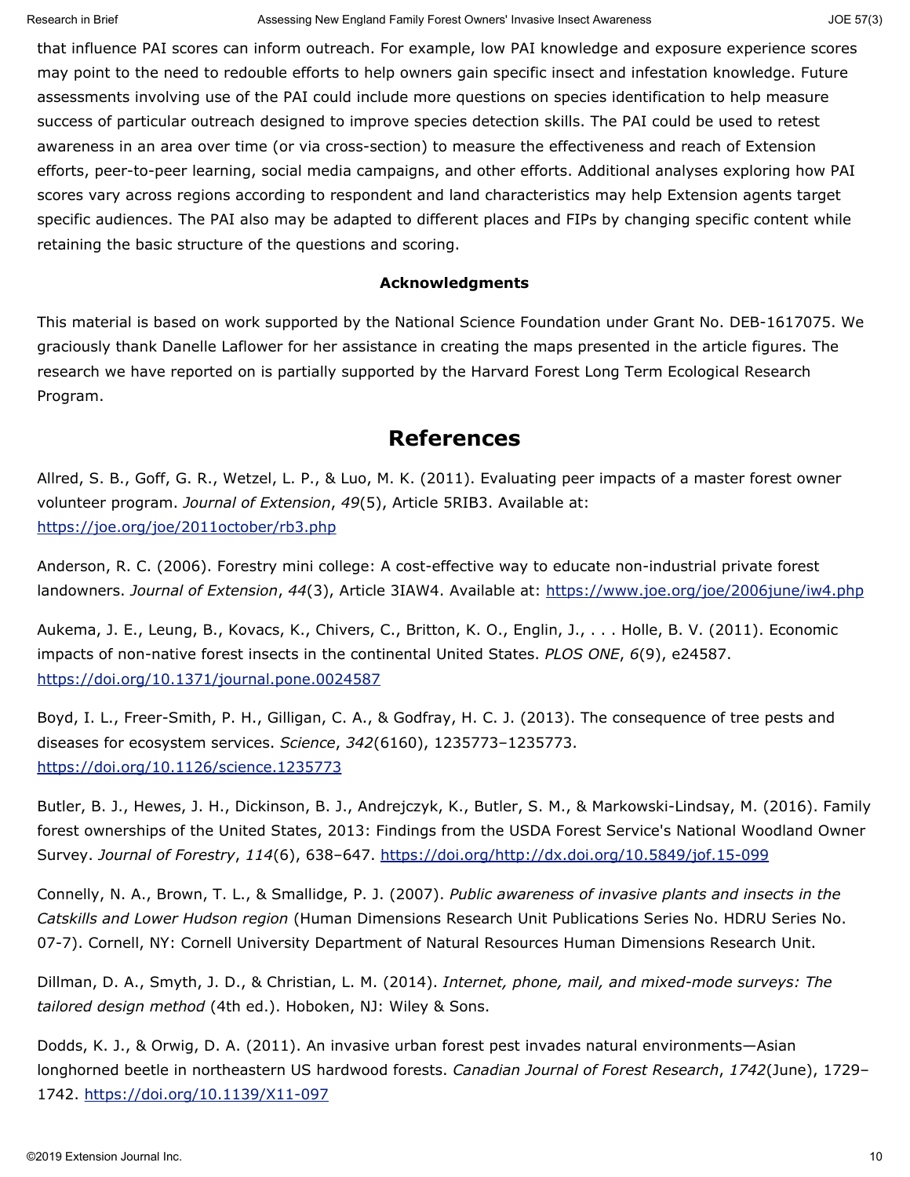that influence PAI scores can inform outreach. For example, low PAI knowledge and exposure experience scores may point to the need to redouble efforts to help owners gain specific insect and infestation knowledge. Future assessments involving use of the PAI could include more questions on species identification to help measure success of particular outreach designed to improve species detection skills. The PAI could be used to retest awareness in an area over time (or via cross-section) to measure the effectiveness and reach of Extension efforts, peer-to-peer learning, social media campaigns, and other efforts. Additional analyses exploring how PAI scores vary across regions according to respondent and land characteristics may help Extension agents target specific audiences. The PAI also may be adapted to different places and FIPs by changing specific content while retaining the basic structure of the questions and scoring.

### Acknowledgments

This material is based on work supported by the National Science Foundation under Grant No. DEB-1617075. We graciously thank Danelle Laflower for her assistance in creating the maps presented in the article figures. The research we have reported on is partially supported by the Harvard Forest Long Term Ecological Research Program.

## References

Allred, S. B., Goff, G. R., Wetzel, L. P., & Luo, M. K. (2011). Evaluating peer impacts of a master forest owner volunteer program. *Journal of Extension*, *49*(5), Article 5RIB3. Available at: https://joe.org/joe/2011october/rb3.php

Anderson, R. C. (2006). Forestry mini college: A cost-effective way to educate non-industrial private forest landowners. *Journal of Extension*, *44*(3), Article 3IAW4. Available at: https://www.joe.org/joe/2006june/iw4.php

Aukema, J. E., Leung, B., Kovacs, K., Chivers, C., Britton, K. O., Englin, J., . . . Holle, B. V. (2011). Economic impacts of non-native forest insects in the continental United States. *PLOS ONE*, *6*(9), e24587. https://doi.org/10.1371/journal.pone.0024587

Boyd, I. L., Freer-Smith, P. H., Gilligan, C. A., & Godfray, H. C. J. (2013). The consequence of tree pests and diseases for ecosystem services. *Science*, *342*(6160), 1235773–1235773. https://doi.org/10.1126/science.1235773

Butler, B. J., Hewes, J. H., Dickinson, B. J., Andrejczyk, K., Butler, S. M., & Markowski-Lindsay, M. (2016). Family forest ownerships of the United States, 2013: Findings from the USDA Forest Service's National Woodland Owner Survey. *Journal of Forestry*, *114*(6), 638–647. https://doi.org/http://dx.doi.org/10.5849/jof.15-099

Connelly, N. A., Brown, T. L., & Smallidge, P. J. (2007). *Public awareness of invasive plants and insects in the Catskills and Lower Hudson region* (Human Dimensions Research Unit Publications Series No. HDRU Series No. 07-7). Cornell, NY: Cornell University Department of Natural Resources Human Dimensions Research Unit.

Dillman, D. A., Smyth, J. D., & Christian, L. M. (2014). *Internet, phone, mail, and mixed-mode surveys: The tailored design method* (4th ed.). Hoboken, NJ: Wiley & Sons.

Dodds, K. J., & Orwig, D. A. (2011). An invasive urban forest pest invades natural environments—Asian longhorned beetle in northeastern US hardwood forests. *Canadian Journal of Forest Research*, *1742*(June), 1729–1742. https://doi.org/10.1139/X11-097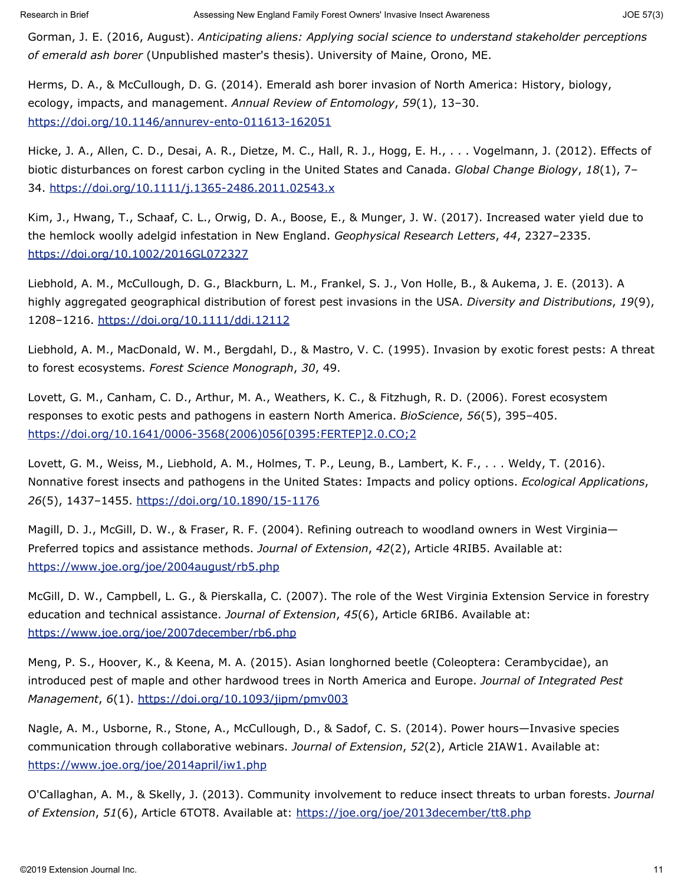Gorman, J. E. (2016, August). *Anticipating aliens: Applying social science to understand stakeholder perceptions of emerald ash borer* (Unpublished master's thesis). University of Maine, Orono, ME.

Herms, D. A., & McCullough, D. G. (2014). Emerald ash borer invasion of North America: History, biology, ecology, impacts, and management. *Annual Review of Entomology*, *59*(1), 13–30. https://doi.org/10.1146/annurev-ento-011613-162051

Hicke, J. A., Allen, C. D., Desai, A. R., Dietze, M. C., Hall, R. J., Hogg, E. H., . . . Vogelmann, J. (2012). Effects of biotic disturbances on forest carbon cycling in the United States and Canada. *Global Change Biology*, *18*(1), 7–34. https://doi.org/10.1111/j.1365-2486.2011.02543.x

Kim, J., Hwang, T., Schaaf, C. L., Orwig, D. A., Boose, E., & Munger, J. W. (2017). Increased water yield due to the hemlock woolly adelgid infestation in New England. *Geophysical Research Letters*, *44*, 2327–2335. https://doi.org/10.1002/2016GL072327

Liebhold, A. M., McCullough, D. G., Blackburn, L. M., Frankel, S. J., Von Holle, B., & Aukema, J. E. (2013). A highly aggregated geographical distribution of forest pest invasions in the USA. *Diversity and Distributions*, *19*(9), 1208–1216. https://doi.org/10.1111/ddi.12112

Liebhold, A. M., MacDonald, W. M., Bergdahl, D., & Mastro, V. C. (1995). Invasion by exotic forest pests: A threat to forest ecosystems. *Forest Science Monograph*, *30*, 49.

Lovett, G. M., Canham, C. D., Arthur, M. A., Weathers, K. C., & Fitzhugh, R. D. (2006). Forest ecosystem responses to exotic pests and pathogens in eastern North America. *BioScience*, *56*(5), 395–405. https://doi.org/10.1641/0006-3568(2006)056[0395:FERTEP]2.0.CO;2

Lovett, G. M., Weiss, M., Liebhold, A. M., Holmes, T. P., Leung, B., Lambert, K. F., . . . Weldy, T. (2016). Nonnative forest insects and pathogens in the United States: Impacts and policy options. *Ecological Applications*, *26*(5), 1437–1455. https://doi.org/10.1890/15-1176

Magill, D. J., McGill, D. W., & Fraser, R. F. (2004). Refining outreach to woodland owners in West Virginia—Preferred topics and assistance methods. *Journal of Extension*, *42*(2), Article 4RIB5. Available at: https://www.joe.org/joe/2004august/rb5.php

McGill, D. W., Campbell, L. G., & Pierskalla, C. (2007). The role of the West Virginia Extension Service in forestry education and technical assistance. *Journal of Extension*, *45*(6), Article 6RIB6. Available at: https://www.joe.org/joe/2007december/rb6.php

Meng, P. S., Hoover, K., & Keena, M. A. (2015). Asian longhorned beetle (Coleoptera: Cerambycidae), an introduced pest of maple and other hardwood trees in North America and Europe. *Journal of Integrated Pest Management*, *6*(1). https://doi.org/10.1093/jipm/pmv003

Nagle, A. M., Usborne, R., Stone, A., McCullough, D., & Sadof, C. S. (2014). Power hours—Invasive species communication through collaborative webinars. *Journal of Extension*, *52*(2), Article 2IAW1. Available at: https://www.joe.org/joe/2014april/iw1.php

O'Callaghan, A. M., & Skelly, J. (2013). Community involvement to reduce insect threats to urban forests. *Journal of Extension*, *51*(6), Article 6TOT8. Available at: https://joe.org/joe/2013december/tt8.php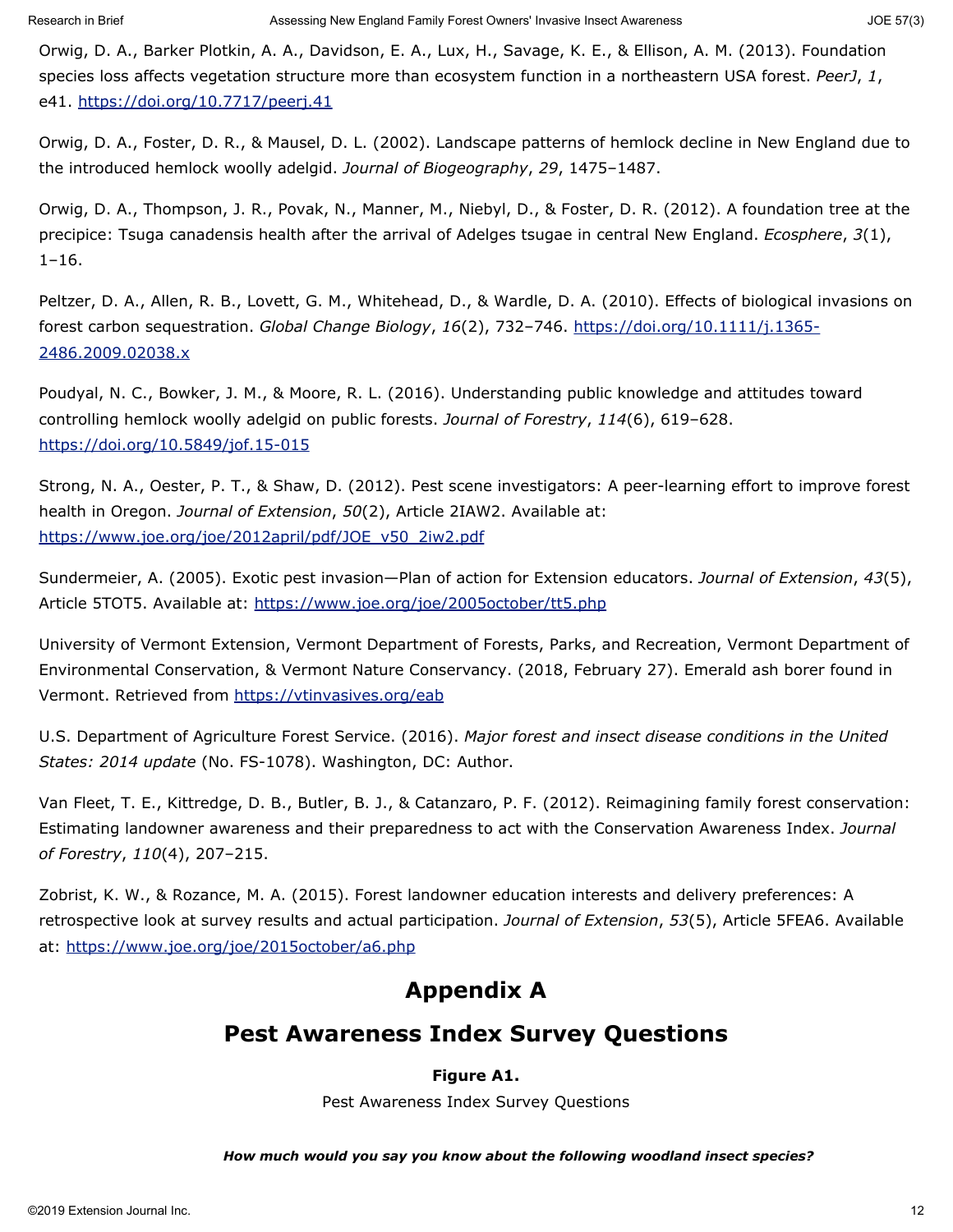Orwig, D. A., Barker Plotkin, A. A., Davidson, E. A., Lux, H., Savage, K. E., & Ellison, A. M. (2013). Foundation species loss affects vegetation structure more than ecosystem function in a northeastern USA forest. *PeerJ*, *1*, e41. https://doi.org/10.7717/peerj.41

Orwig, D. A., Foster, D. R., & Mausel, D. L. (2002). Landscape patterns of hemlock decline in New England due to the introduced hemlock woolly adelgid. *Journal of Biogeography*, *29*, 1475–1487.

Orwig, D. A., Thompson, J. R., Povak, N., Manner, M., Niebyl, D., & Foster, D. R. (2012). A foundation tree at the precipice: Tsuga canadensis health after the arrival of Adelges tsugae in central New England. *Ecosphere*, *3*(1), 1–16.

Peltzer, D. A., Allen, R. B., Lovett, G. M., Whitehead, D., & Wardle, D. A. (2010). Effects of biological invasions on forest carbon sequestration. *Global Change Biology*, *16*(2), 732–746. https://doi.org/10.1111/j.1365-2486.2009.02038.x

Poudyal, N. C., Bowker, J. M., & Moore, R. L. (2016). Understanding public knowledge and attitudes toward controlling hemlock woolly adelgid on public forests. *Journal of Forestry*, *114*(6), 619–628. https://doi.org/10.5849/jof.15-015

Strong, N. A., Oester, P. T., & Shaw, D. (2012). Pest scene investigators: A peer-learning effort to improve forest health in Oregon. *Journal of Extension*, *50*(2), Article 2IAW2. Available at: https://www.joe.org/joe/2012april/pdf/JOE_v50_2iw2.pdf

Sundermeier, A. (2005). Exotic pest invasion—Plan of action for Extension educators. *Journal of Extension*, *43*(5), Article 5TOT5. Available at: https://www.joe.org/joe/2005october/tt5.php

University of Vermont Extension, Vermont Department of Forests, Parks, and Recreation, Vermont Department of Environmental Conservation, & Vermont Nature Conservancy. (2018, February 27). Emerald ash borer found in Vermont. Retrieved from https://vtinvasives.org/eab

U.S. Department of Agriculture Forest Service. (2016). *Major forest and insect disease conditions in the United States: 2014 update* (No. FS-1078). Washington, DC: Author.

Van Fleet, T. E., Kittredge, D. B., Butler, B. J., & Catanzaro, P. F. (2012). Reimagining family forest conservation: Estimating landowner awareness and their preparedness to act with the Conservation Awareness Index. *Journal of Forestry*, *110*(4), 207–215.

Zobrist, K. W., & Rozance, M. A. (2015). Forest landowner education interests and delivery preferences: A retrospective look at survey results and actual participation. *Journal of Extension*, *53*(5), Article 5FEA6. Available at: https://www.joe.org/joe/2015october/a6.php

# Appendix A

## Pest Awareness Index Survey Questions

**Figure A1.**

Pest Awareness Index Survey Questions

***How much would you say you know about the following woodland insect species?***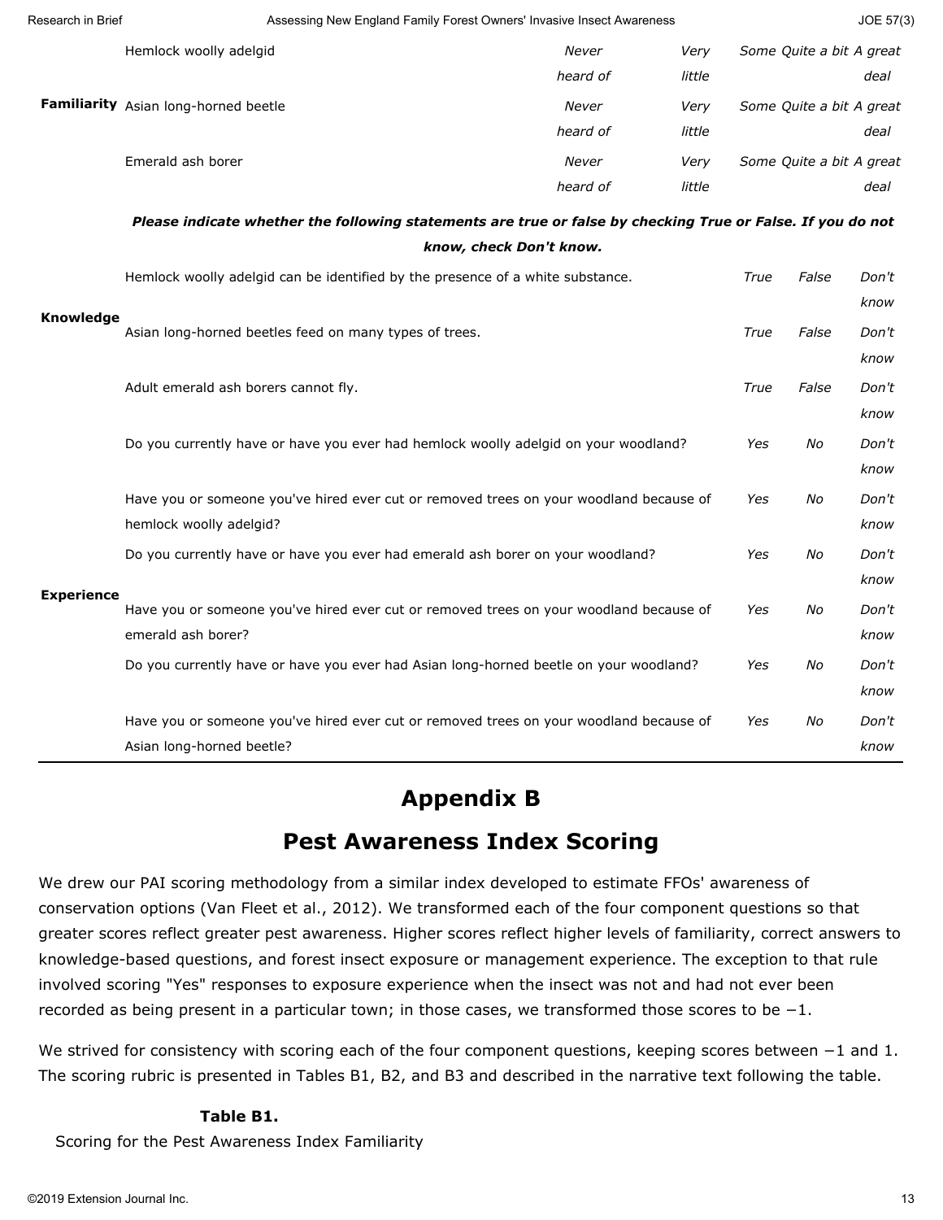| | | | | | | |
|---|---|---|---|---|---|---|
| | Hemlock woolly adelgid | *Never heard of* | *Very little* | *Some* | *Quite a bit* | *A great deal* |
| **Familiarity** | Asian long-horned beetle | *Never heard of* | *Very little* | *Some* | *Quite a bit* | *A great deal* |
| | Emerald ash borer | *Never heard of* | *Very little* | *Some* | *Quite a bit* | *A great deal* |

***Please indicate whether the following statements are true or false by checking True or False. If you do not know, check Don't know.***

| | | | | |
|---|---|---|---|---|
| **Knowledge** | Hemlock woolly adelgid can be identified by the presence of a white substance. | *True* | *False* | *Don't know* |
| | Asian long-horned beetles feed on many types of trees. | *True* | *False* | *Don't know* |
| | Adult emerald ash borers cannot fly. | *True* | *False* | *Don't know* |
| **Experience** | Do you currently have or have you ever had hemlock woolly adelgid on your woodland? | *Yes* | *No* | *Don't know* |
| | Have you or someone you've hired ever cut or removed trees on your woodland because of hemlock woolly adelgid? | *Yes* | *No* | *Don't know* |
| | Do you currently have or have you ever had emerald ash borer on your woodland? | *Yes* | *No* | *Don't know* |
| | Have you or someone you've hired ever cut or removed trees on your woodland because of emerald ash borer? | *Yes* | *No* | *Don't know* |
| | Do you currently have or have you ever had Asian long-horned beetle on your woodland? | *Yes* | *No* | *Don't know* |
| | Have you or someone you've hired ever cut or removed trees on your woodland because of Asian long-horned beetle? | *Yes* | *No* | *Don't know* |

# Appendix B

## Pest Awareness Index Scoring

We drew our PAI scoring methodology from a similar index developed to estimate FFOs' awareness of conservation options (Van Fleet et al., 2012). We transformed each of the four component questions so that greater scores reflect greater pest awareness. Higher scores reflect higher levels of familiarity, correct answers to knowledge-based questions, and forest insect exposure or management experience. The exception to that rule involved scoring "Yes" responses to exposure experience when the insect was not and had not ever been recorded as being present in a particular town; in those cases, we transformed those scores to be −1.

We strived for consistency with scoring each of the four component questions, keeping scores between −1 and 1. The scoring rubric is presented in Tables B1, B2, and B3 and described in the narrative text following the table.

**Table B1.**

Scoring for the Pest Awareness Index Familiarity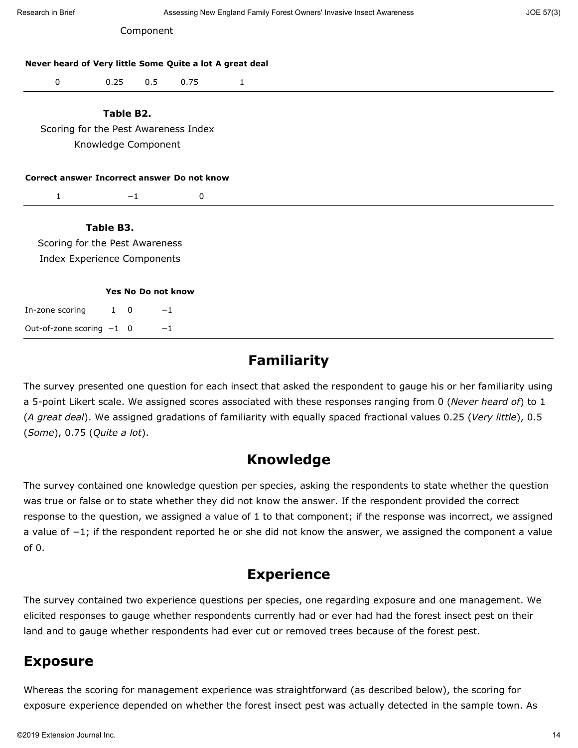Component

| Never heard of | Very little | Some | Quite a lot | A great deal |
|---|---|---|---|---|
| 0 | 0.25 | 0.5 | 0.75 | 1 |

**Table B2.**
Scoring for the Pest Awareness Index Knowledge Component

| Correct answer | Incorrect answer | Do not know |
|---|---|---|
| 1 | −1 | 0 |

**Table B3.**
Scoring for the Pest Awareness Index Experience Components

| | Yes | No | Do not know |
|---|---|---|---|
| In-zone scoring | 1 | 0 | −1 |
| Out-of-zone scoring | −1 | 0 | −1 |

## Familiarity

The survey presented one question for each insect that asked the respondent to gauge his or her familiarity using a 5-point Likert scale. We assigned scores associated with these responses ranging from 0 (*Never heard of*) to 1 (*A great deal*). We assigned gradations of familiarity with equally spaced fractional values 0.25 (*Very little*), 0.5 (*Some*), 0.75 (*Quite a lot*).

## Knowledge

The survey contained one knowledge question per species, asking the respondents to state whether the question was true or false or to state whether they did not know the answer. If the respondent provided the correct response to the question, we assigned a value of 1 to that component; if the response was incorrect, we assigned a value of −1; if the respondent reported he or she did not know the answer, we assigned the component a value of 0.

## Experience

The survey contained two experience questions per species, one regarding exposure and one management. We elicited responses to gauge whether respondents currently had or ever had had the forest insect pest on their land and to gauge whether respondents had ever cut or removed trees because of the forest pest.

## Exposure

Whereas the scoring for management experience was straightforward (as described below), the scoring for exposure experience depended on whether the forest insect pest was actually detected in the sample town. As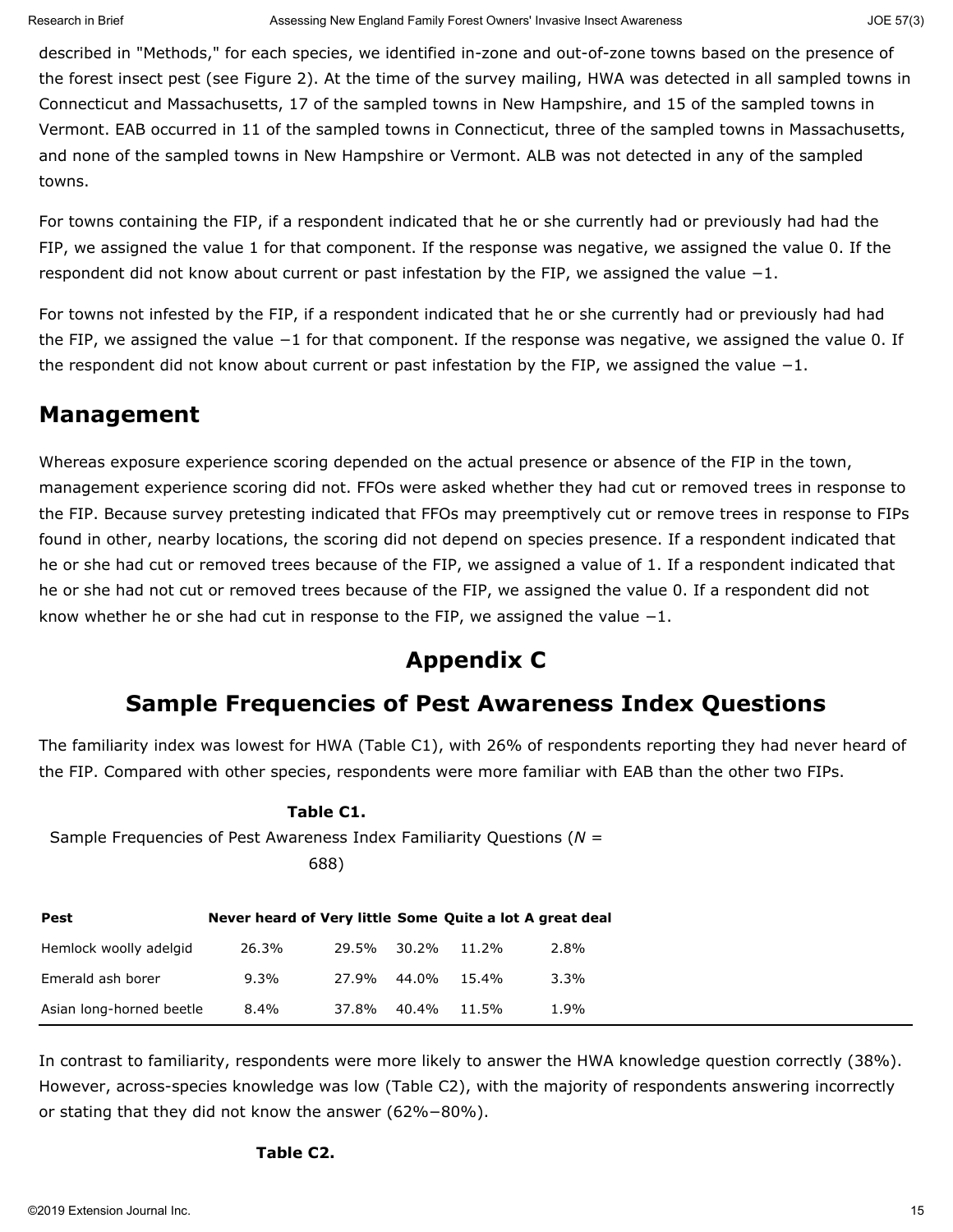described in "Methods," for each species, we identified in-zone and out-of-zone towns based on the presence of the forest insect pest (see Figure 2). At the time of the survey mailing, HWA was detected in all sampled towns in Connecticut and Massachusetts, 17 of the sampled towns in New Hampshire, and 15 of the sampled towns in Vermont. EAB occurred in 11 of the sampled towns in Connecticut, three of the sampled towns in Massachusetts, and none of the sampled towns in New Hampshire or Vermont. ALB was not detected in any of the sampled towns.

For towns containing the FIP, if a respondent indicated that he or she currently had or previously had had the FIP, we assigned the value 1 for that component. If the response was negative, we assigned the value 0. If the respondent did not know about current or past infestation by the FIP, we assigned the value −1.

For towns not infested by the FIP, if a respondent indicated that he or she currently had or previously had had the FIP, we assigned the value −1 for that component. If the response was negative, we assigned the value 0. If the respondent did not know about current or past infestation by the FIP, we assigned the value −1.

## Management

Whereas exposure experience scoring depended on the actual presence or absence of the FIP in the town, management experience scoring did not. FFOs were asked whether they had cut or removed trees in response to the FIP. Because survey pretesting indicated that FFOs may preemptively cut or remove trees in response to FIPs found in other, nearby locations, the scoring did not depend on species presence. If a respondent indicated that he or she had cut or removed trees because of the FIP, we assigned a value of 1. If a respondent indicated that he or she had not cut or removed trees because of the FIP, we assigned the value 0. If a respondent did not know whether he or she had cut in response to the FIP, we assigned the value −1.

# Appendix C

## Sample Frequencies of Pest Awareness Index Questions

The familiarity index was lowest for HWA (Table C1), with 26% of respondents reporting they had never heard of the FIP. Compared with other species, respondents were more familiar with EAB than the other two FIPs.

**Table C1.**
Sample Frequencies of Pest Awareness Index Familiarity Questions (*N* = 688)

| Pest | Never heard of | Very little | Some | Quite a lot | A great deal |
|---|---|---|---|---|---|
| Hemlock woolly adelgid | 26.3% | 29.5% | 30.2% | 11.2% | 2.8% |
| Emerald ash borer | 9.3% | 27.9% | 44.0% | 15.4% | 3.3% |
| Asian long-horned beetle | 8.4% | 37.8% | 40.4% | 11.5% | 1.9% |

In contrast to familiarity, respondents were more likely to answer the HWA knowledge question correctly (38%). However, across-species knowledge was low (Table C2), with the majority of respondents answering incorrectly or stating that they did not know the answer (62%−80%).

**Table C2.**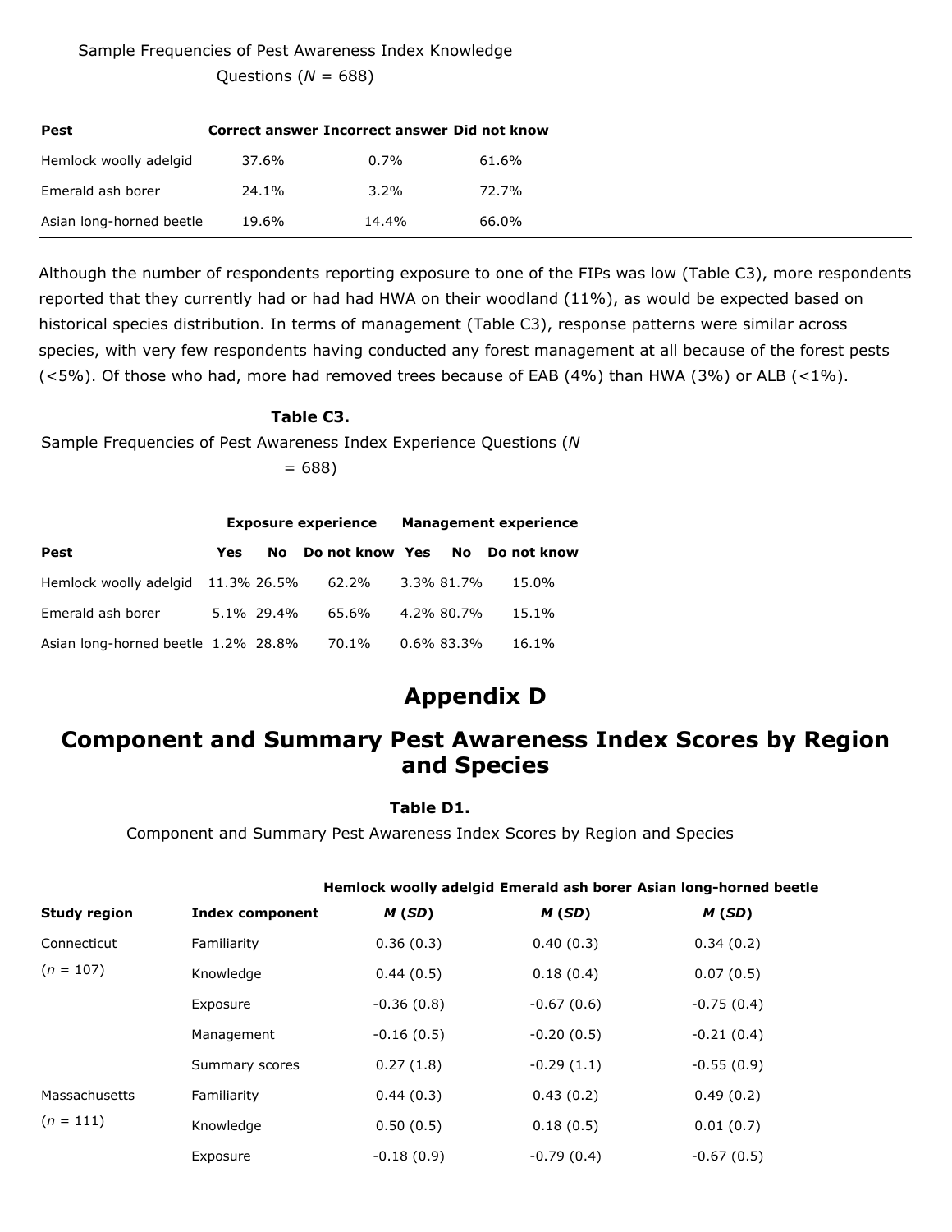Sample Frequencies of Pest Awareness Index Knowledge Questions (*N* = 688)

| Pest | Correct answer | Incorrect answer | Did not know |
|---|---|---|---|
| Hemlock woolly adelgid | 37.6% | 0.7% | 61.6% |
| Emerald ash borer | 24.1% | 3.2% | 72.7% |
| Asian long-horned beetle | 19.6% | 14.4% | 66.0% |

Although the number of respondents reporting exposure to one of the FIPs was low (Table C3), more respondents reported that they currently had or had had HWA on their woodland (11%), as would be expected based on historical species distribution. In terms of management (Table C3), response patterns were similar across species, with very few respondents having conducted any forest management at all because of the forest pests (<5%). Of those who had, more had removed trees because of EAB (4%) than HWA (3%) or ALB (<1%).

**Table C3.**

Sample Frequencies of Pest Awareness Index Experience Questions (*N* = 688)

| | Exposure experience | | | Management experience | | |
|---|---|---|---|---|---|---|
| **Pest** | **Yes** | **No** | **Do not know** | **Yes** | **No** | **Do not know** |
| Hemlock woolly adelgid | 11.3% | 26.5% | 62.2% | 3.3% | 81.7% | 15.0% |
| Emerald ash borer | 5.1% | 29.4% | 65.6% | 4.2% | 80.7% | 15.1% |
| Asian long-horned beetle | 1.2% | 28.8% | 70.1% | 0.6% | 83.3% | 16.1% |

# Appendix D

## Component and Summary Pest Awareness Index Scores by Region and Species

**Table D1.**

Component and Summary Pest Awareness Index Scores by Region and Species

| | | Hemlock woolly adelgid | Emerald ash borer | Asian long-horned beetle |
|---|---|---|---|---|
| **Study region** | **Index component** | ***M* (*SD*)** | ***M* (*SD*)** | ***M* (*SD*)** |
| Connecticut | Familiarity | 0.36 (0.3) | 0.40 (0.3) | 0.34 (0.2) |
| (*n* = 107) | Knowledge | 0.44 (0.5) | 0.18 (0.4) | 0.07 (0.5) |
| | Exposure | -0.36 (0.8) | -0.67 (0.6) | -0.75 (0.4) |
| | Management | -0.16 (0.5) | -0.20 (0.5) | -0.21 (0.4) |
| | Summary scores | 0.27 (1.8) | -0.29 (1.1) | -0.55 (0.9) |
| Massachusetts | Familiarity | 0.44 (0.3) | 0.43 (0.2) | 0.49 (0.2) |
| (*n* = 111) | Knowledge | 0.50 (0.5) | 0.18 (0.5) | 0.01 (0.7) |
| | Exposure | -0.18 (0.9) | -0.79 (0.4) | -0.67 (0.5) |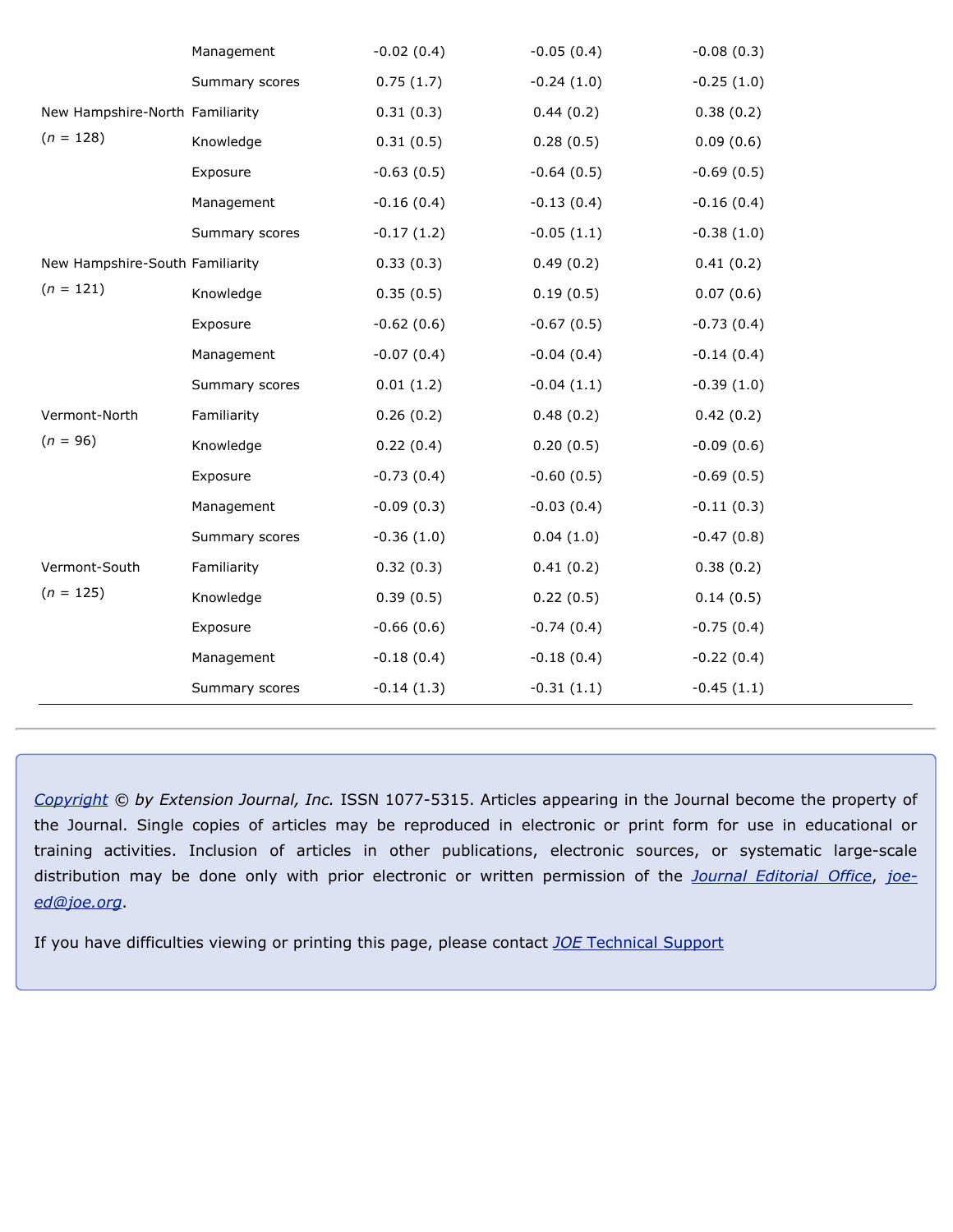| | | | | |
|---|---|---|---|---|
| | Management | -0.02 (0.4) | -0.05 (0.4) | -0.08 (0.3) |
| | Summary scores | 0.75 (1.7) | -0.24 (1.0) | -0.25 (1.0) |
| New Hampshire-North ($n$ = 128) | Familiarity | 0.31 (0.3) | 0.44 (0.2) | 0.38 (0.2) |
| | Knowledge | 0.31 (0.5) | 0.28 (0.5) | 0.09 (0.6) |
| | Exposure | -0.63 (0.5) | -0.64 (0.5) | -0.69 (0.5) |
| | Management | -0.16 (0.4) | -0.13 (0.4) | -0.16 (0.4) |
| | Summary scores | -0.17 (1.2) | -0.05 (1.1) | -0.38 (1.0) |
| New Hampshire-South ($n$ = 121) | Familiarity | 0.33 (0.3) | 0.49 (0.2) | 0.41 (0.2) |
| | Knowledge | 0.35 (0.5) | 0.19 (0.5) | 0.07 (0.6) |
| | Exposure | -0.62 (0.6) | -0.67 (0.5) | -0.73 (0.4) |
| | Management | -0.07 (0.4) | -0.04 (0.4) | -0.14 (0.4) |
| | Summary scores | 0.01 (1.2) | -0.04 (1.1) | -0.39 (1.0) |
| Vermont-North ($n$ = 96) | Familiarity | 0.26 (0.2) | 0.48 (0.2) | 0.42 (0.2) |
| | Knowledge | 0.22 (0.4) | 0.20 (0.5) | -0.09 (0.6) |
| | Exposure | -0.73 (0.4) | -0.60 (0.5) | -0.69 (0.5) |
| | Management | -0.09 (0.3) | -0.03 (0.4) | -0.11 (0.3) |
| | Summary scores | -0.36 (1.0) | 0.04 (1.0) | -0.47 (0.8) |
| Vermont-South ($n$ = 125) | Familiarity | 0.32 (0.3) | 0.41 (0.2) | 0.38 (0.2) |
| | Knowledge | 0.39 (0.5) | 0.22 (0.5) | 0.14 (0.5) |
| | Exposure | -0.66 (0.6) | -0.74 (0.4) | -0.75 (0.4) |
| | Management | -0.18 (0.4) | -0.18 (0.4) | -0.22 (0.4) |
| | Summary scores | -0.14 (1.3) | -0.31 (1.1) | -0.45 (1.1) |

Copyright © *by Extension Journal, Inc.* ISSN 1077-5315. Articles appearing in the Journal become the property of the Journal. Single copies of articles may be reproduced in electronic or print form for use in educational or training activities. Inclusion of articles in other publications, electronic sources, or systematic large-scale distribution may be done only with prior electronic or written permission of the *Journal Editorial Office*, *joe-ed@joe.org*.

If you have difficulties viewing or printing this page, please contact *JOE* Technical Support